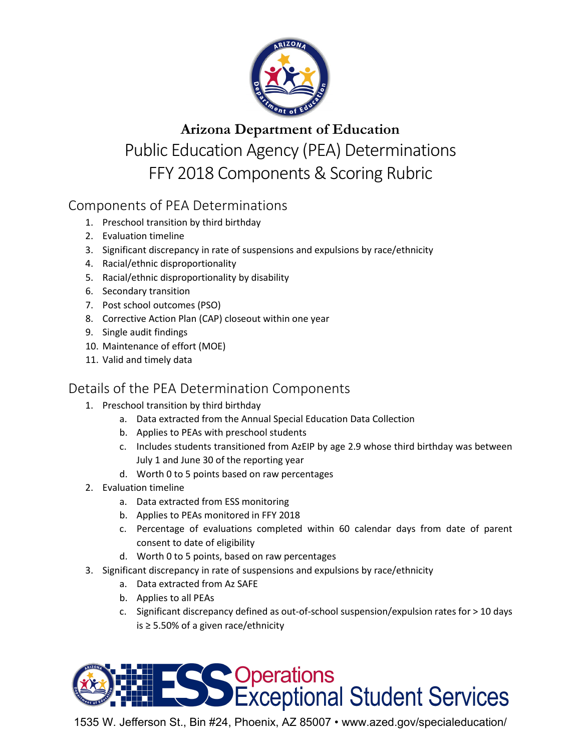# Arizona Department of Education

## Public Education Agency (PEA) Determinations
## FFY 2018 Components & Scoring Rubric

## Components of PEA Determinations

1. Preschool transition by third birthday
2. Evaluation timeline
3. Significant discrepancy in rate of suspensions and expulsions by race/ethnicity
4. Racial/ethnic disproportionality
5. Racial/ethnic disproportionality by disability
6. Secondary transition
7. Post school outcomes (PSO)
8. Corrective Action Plan (CAP) closeout within one year
9. Single audit findings
10. Maintenance of effort (MOE)
11. Valid and timely data

## Details of the PEA Determination Components

1. Preschool transition by third birthday
   a. Data extracted from the Annual Special Education Data Collection
   b. Applies to PEAs with preschool students
   c. Includes students transitioned from AzEIP by age 2.9 whose third birthday was between July 1 and June 30 of the reporting year
   d. Worth 0 to 5 points based on raw percentages
2. Evaluation timeline
   a. Data extracted from ESS monitoring
   b. Applies to PEAs monitored in FFY 2018
   c. Percentage of evaluations completed within 60 calendar days from date of parent consent to date of eligibility
   d. Worth 0 to 5 points, based on raw percentages
3. Significant discrepancy in rate of suspensions and expulsions by race/ethnicity
   a. Data extracted from Az SAFE
   b. Applies to all PEAs
   c. Significant discrepancy defined as out-of-school suspension/expulsion rates for > 10 days is ≥ 5.50% of a given race/ethnicity

ESS Operations Exceptional Student Services

1535 W. Jefferson St., Bin #24, Phoenix, AZ 85007 • www.azed.gov/specialeducation/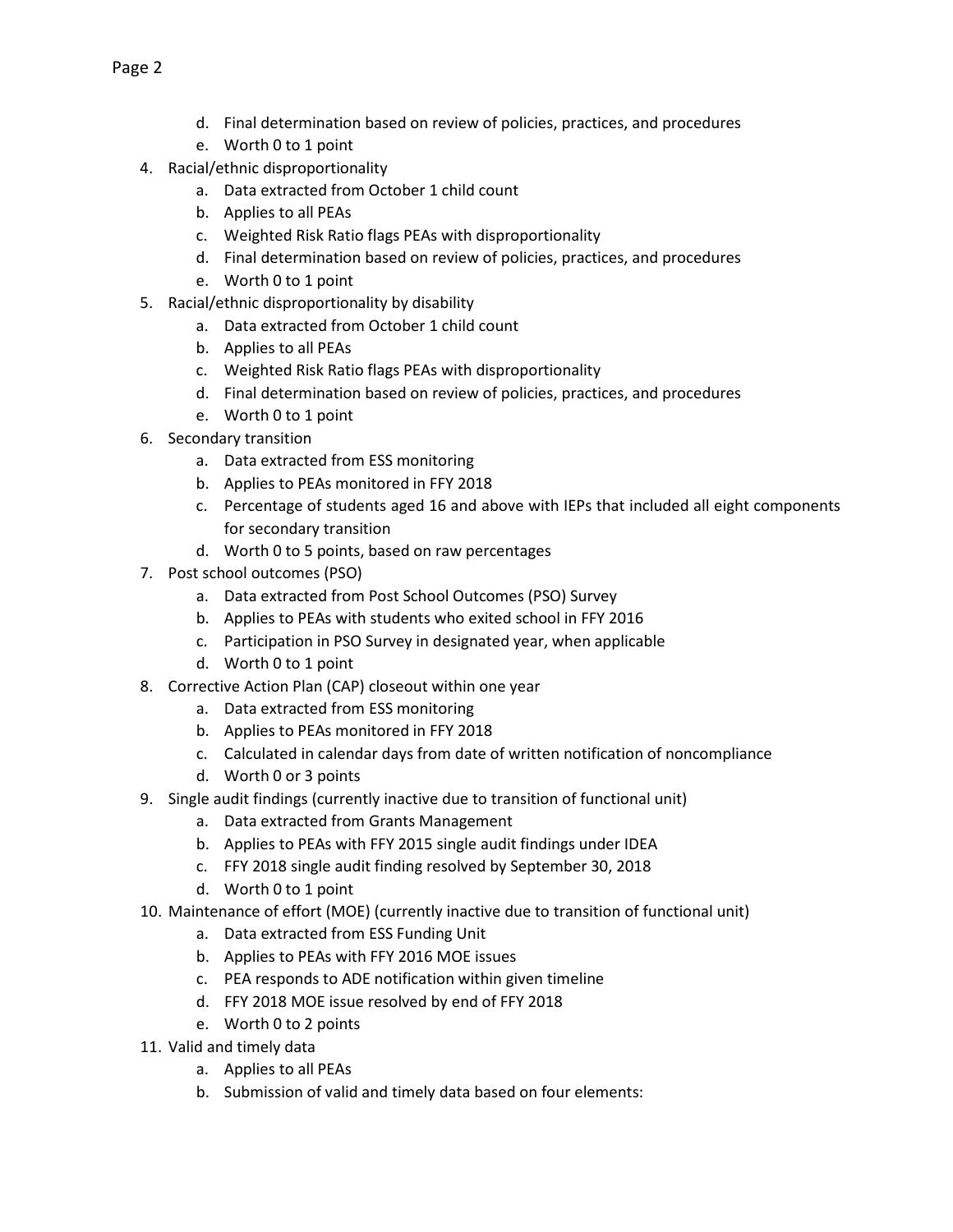d. Final determination based on review of policies, practices, and procedures
e. Worth 0 to 1 point

4. Racial/ethnic disproportionality
    a. Data extracted from October 1 child count
    b. Applies to all PEAs
    c. Weighted Risk Ratio flags PEAs with disproportionality
    d. Final determination based on review of policies, practices, and procedures
    e. Worth 0 to 1 point
5. Racial/ethnic disproportionality by disability
    a. Data extracted from October 1 child count
    b. Applies to all PEAs
    c. Weighted Risk Ratio flags PEAs with disproportionality
    d. Final determination based on review of policies, practices, and procedures
    e. Worth 0 to 1 point
6. Secondary transition
    a. Data extracted from ESS monitoring
    b. Applies to PEAs monitored in FFY 2018
    c. Percentage of students aged 16 and above with IEPs that included all eight components for secondary transition
    d. Worth 0 to 5 points, based on raw percentages
7. Post school outcomes (PSO)
    a. Data extracted from Post School Outcomes (PSO) Survey
    b. Applies to PEAs with students who exited school in FFY 2016
    c. Participation in PSO Survey in designated year, when applicable
    d. Worth 0 to 1 point
8. Corrective Action Plan (CAP) closeout within one year
    a. Data extracted from ESS monitoring
    b. Applies to PEAs monitored in FFY 2018
    c. Calculated in calendar days from date of written notification of noncompliance
    d. Worth 0 or 3 points
9. Single audit findings (currently inactive due to transition of functional unit)
    a. Data extracted from Grants Management
    b. Applies to PEAs with FFY 2015 single audit findings under IDEA
    c. FFY 2018 single audit finding resolved by September 30, 2018
    d. Worth 0 to 1 point
10. Maintenance of effort (MOE) (currently inactive due to transition of functional unit)
    a. Data extracted from ESS Funding Unit
    b. Applies to PEAs with FFY 2016 MOE issues
    c. PEA responds to ADE notification within given timeline
    d. FFY 2018 MOE issue resolved by end of FFY 2018
    e. Worth 0 to 2 points
11. Valid and timely data
    a. Applies to all PEAs
    b. Submission of valid and timely data based on four elements: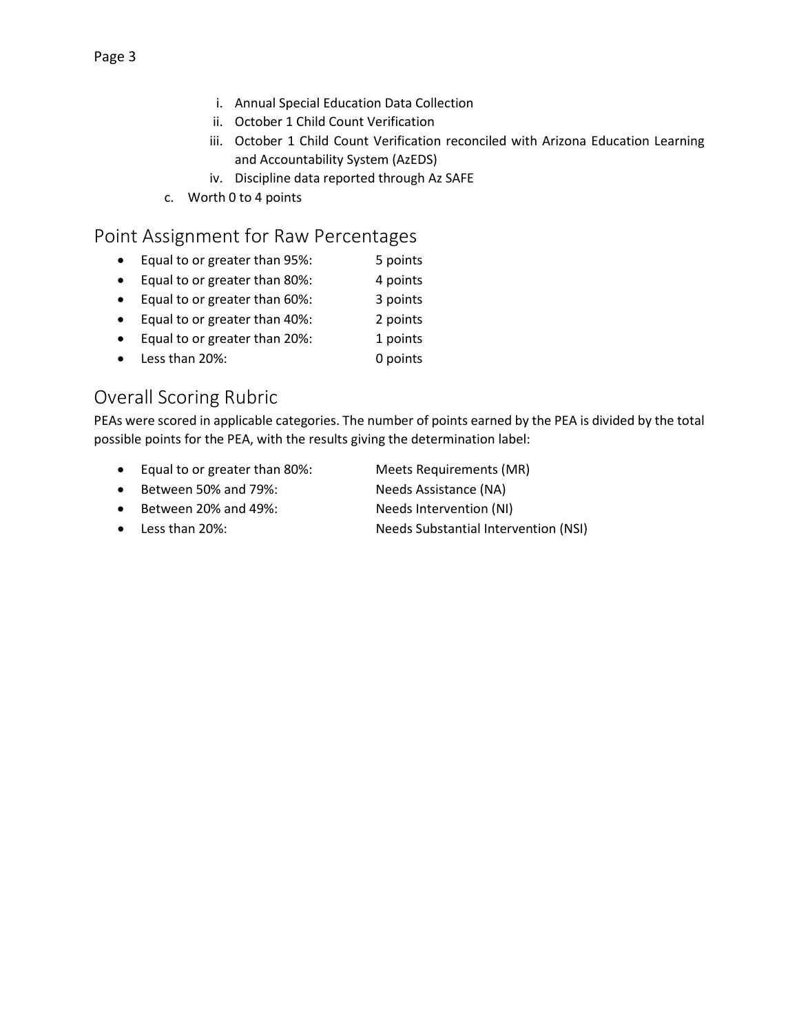i. Annual Special Education Data Collection
   ii. October 1 Child Count Verification
   iii. October 1 Child Count Verification reconciled with Arizona Education Learning and Accountability System (AzEDS)
   iv. Discipline data reported through Az SAFE

c. Worth 0 to 4 points

## Point Assignment for Raw Percentages

- Equal to or greater than 95%: 5 points
- Equal to or greater than 80%: 4 points
- Equal to or greater than 60%: 3 points
- Equal to or greater than 40%: 2 points
- Equal to or greater than 20%: 1 points
- Less than 20%: 0 points

## Overall Scoring Rubric

PEAs were scored in applicable categories. The number of points earned by the PEA is divided by the total possible points for the PEA, with the results giving the determination label:

- Equal to or greater than 80%: Meets Requirements (MR)
- Between 50% and 79%: Needs Assistance (NA)
- Between 20% and 49%: Needs Intervention (NI)
- Less than 20%: Needs Substantial Intervention (NSI)